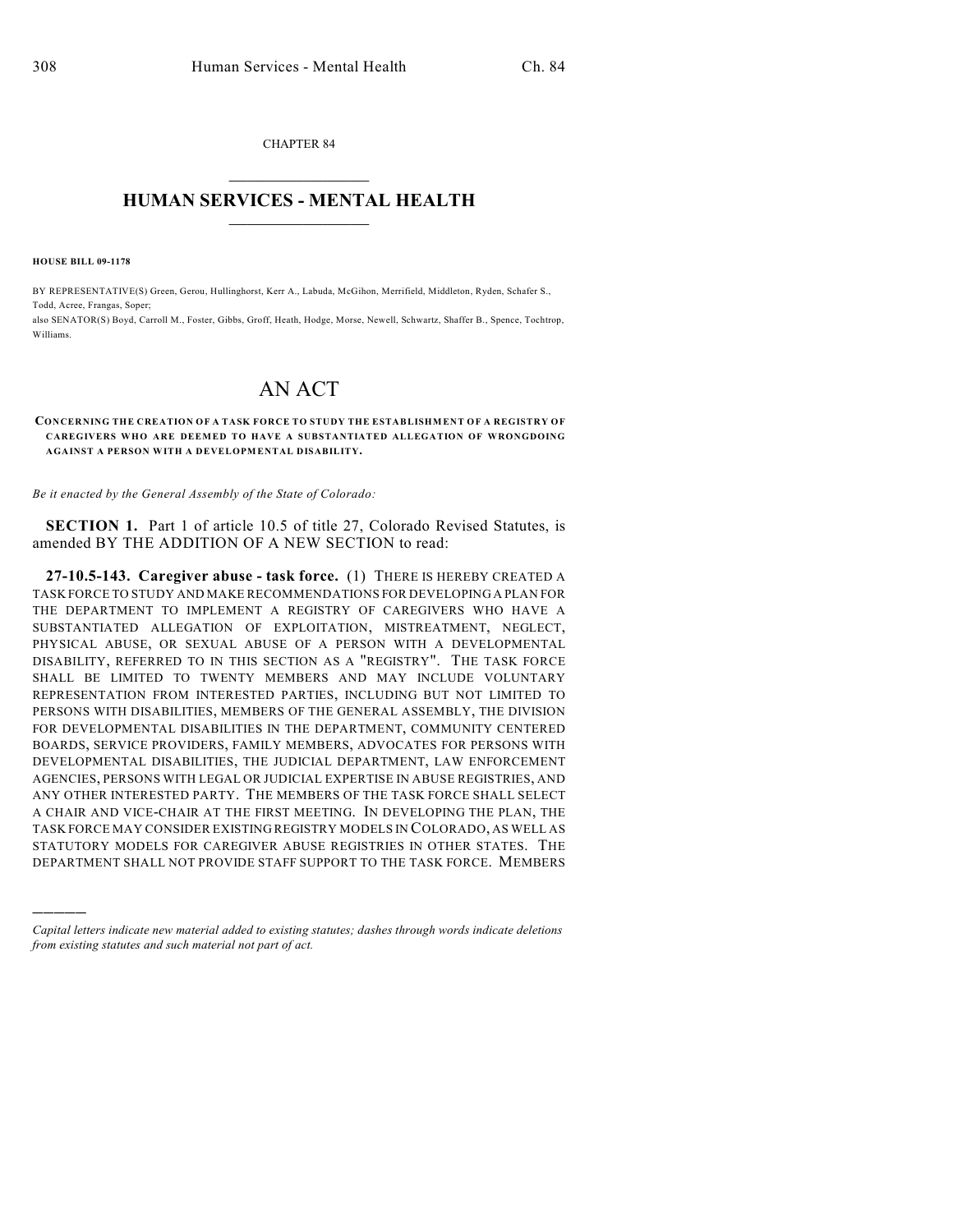CHAPTER 84

# HUMAN SERVICES - MENTAL HEALTH

**HOUSE BILL 09-1178**

BY REPRESENTATIVE(S) Green, Gerou, Hullinghorst, Kerr A., Labuda, McGihon, Merrifield, Middleton, Ryden, Schafer S., Todd, Acree, Frangas, Soper;
also SENATOR(S) Boyd, Carroll M., Foster, Gibbs, Groff, Heath, Hodge, Morse, Newell, Schwartz, Shaffer B., Spence, Tochtrop, Williams.

# AN ACT

**CONCERNING THE CREATION OF A TASK FORCE TO STUDY THE ESTABLISHMENT OF A REGISTRY OF CAREGIVERS WHO ARE DEEMED TO HAVE A SUBSTANTIATED ALLEGATION OF WRONGDOING AGAINST A PERSON WITH A DEVELOPMENTAL DISABILITY.**

*Be it enacted by the General Assembly of the State of Colorado:*

**SECTION 1.** Part 1 of article 10.5 of title 27, Colorado Revised Statutes, is amended BY THE ADDITION OF A NEW SECTION to read:

**27-10.5-143. Caregiver abuse - task force.** (1) THERE IS HEREBY CREATED A TASK FORCE TO STUDY AND MAKE RECOMMENDATIONS FOR DEVELOPING A PLAN FOR THE DEPARTMENT TO IMPLEMENT A REGISTRY OF CAREGIVERS WHO HAVE A SUBSTANTIATED ALLEGATION OF EXPLOITATION, MISTREATMENT, NEGLECT, PHYSICAL ABUSE, OR SEXUAL ABUSE OF A PERSON WITH A DEVELOPMENTAL DISABILITY, REFERRED TO IN THIS SECTION AS A "REGISTRY". THE TASK FORCE SHALL BE LIMITED TO TWENTY MEMBERS AND MAY INCLUDE VOLUNTARY REPRESENTATION FROM INTERESTED PARTIES, INCLUDING BUT NOT LIMITED TO PERSONS WITH DISABILITIES, MEMBERS OF THE GENERAL ASSEMBLY, THE DIVISION FOR DEVELOPMENTAL DISABILITIES IN THE DEPARTMENT, COMMUNITY CENTERED BOARDS, SERVICE PROVIDERS, FAMILY MEMBERS, ADVOCATES FOR PERSONS WITH DEVELOPMENTAL DISABILITIES, THE JUDICIAL DEPARTMENT, LAW ENFORCEMENT AGENCIES, PERSONS WITH LEGAL OR JUDICIAL EXPERTISE IN ABUSE REGISTRIES, AND ANY OTHER INTERESTED PARTY. THE MEMBERS OF THE TASK FORCE SHALL SELECT A CHAIR AND VICE-CHAIR AT THE FIRST MEETING. IN DEVELOPING THE PLAN, THE TASK FORCE MAY CONSIDER EXISTING REGISTRY MODELS IN COLORADO, AS WELL AS STATUTORY MODELS FOR CAREGIVER ABUSE REGISTRIES IN OTHER STATES. THE DEPARTMENT SHALL NOT PROVIDE STAFF SUPPORT TO THE TASK FORCE. MEMBERS

*Capital letters indicate new material added to existing statutes; dashes through words indicate deletions from existing statutes and such material not part of act.*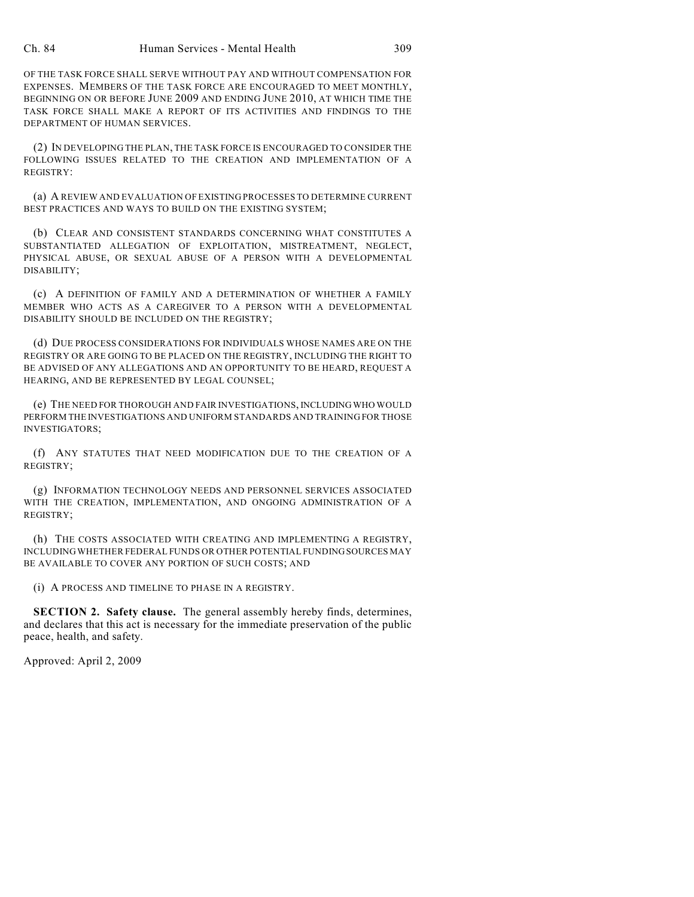OF THE TASK FORCE SHALL SERVE WITHOUT PAY AND WITHOUT COMPENSATION FOR EXPENSES. MEMBERS OF THE TASK FORCE ARE ENCOURAGED TO MEET MONTHLY, BEGINNING ON OR BEFORE JUNE 2009 AND ENDING JUNE 2010, AT WHICH TIME THE TASK FORCE SHALL MAKE A REPORT OF ITS ACTIVITIES AND FINDINGS TO THE DEPARTMENT OF HUMAN SERVICES.

(2) IN DEVELOPING THE PLAN, THE TASK FORCE IS ENCOURAGED TO CONSIDER THE FOLLOWING ISSUES RELATED TO THE CREATION AND IMPLEMENTATION OF A REGISTRY:

(a) A REVIEW AND EVALUATION OF EXISTING PROCESSES TO DETERMINE CURRENT BEST PRACTICES AND WAYS TO BUILD ON THE EXISTING SYSTEM;

(b) CLEAR AND CONSISTENT STANDARDS CONCERNING WHAT CONSTITUTES A SUBSTANTIATED ALLEGATION OF EXPLOITATION, MISTREATMENT, NEGLECT, PHYSICAL ABUSE, OR SEXUAL ABUSE OF A PERSON WITH A DEVELOPMENTAL DISABILITY;

(c) A DEFINITION OF FAMILY AND A DETERMINATION OF WHETHER A FAMILY MEMBER WHO ACTS AS A CAREGIVER TO A PERSON WITH A DEVELOPMENTAL DISABILITY SHOULD BE INCLUDED ON THE REGISTRY;

(d) DUE PROCESS CONSIDERATIONS FOR INDIVIDUALS WHOSE NAMES ARE ON THE REGISTRY OR ARE GOING TO BE PLACED ON THE REGISTRY, INCLUDING THE RIGHT TO BE ADVISED OF ANY ALLEGATIONS AND AN OPPORTUNITY TO BE HEARD, REQUEST A HEARING, AND BE REPRESENTED BY LEGAL COUNSEL;

(e) THE NEED FOR THOROUGH AND FAIR INVESTIGATIONS, INCLUDING WHO WOULD PERFORM THE INVESTIGATIONS AND UNIFORM STANDARDS AND TRAINING FOR THOSE INVESTIGATORS;

(f) ANY STATUTES THAT NEED MODIFICATION DUE TO THE CREATION OF A REGISTRY;

(g) INFORMATION TECHNOLOGY NEEDS AND PERSONNEL SERVICES ASSOCIATED WITH THE CREATION, IMPLEMENTATION, AND ONGOING ADMINISTRATION OF A REGISTRY;

(h) THE COSTS ASSOCIATED WITH CREATING AND IMPLEMENTING A REGISTRY, INCLUDING WHETHER FEDERAL FUNDS OR OTHER POTENTIAL FUNDING SOURCES MAY BE AVAILABLE TO COVER ANY PORTION OF SUCH COSTS; AND

(i) A PROCESS AND TIMELINE TO PHASE IN A REGISTRY.

**SECTION 2. Safety clause.** The general assembly hereby finds, determines, and declares that this act is necessary for the immediate preservation of the public peace, health, and safety.

Approved: April 2, 2009